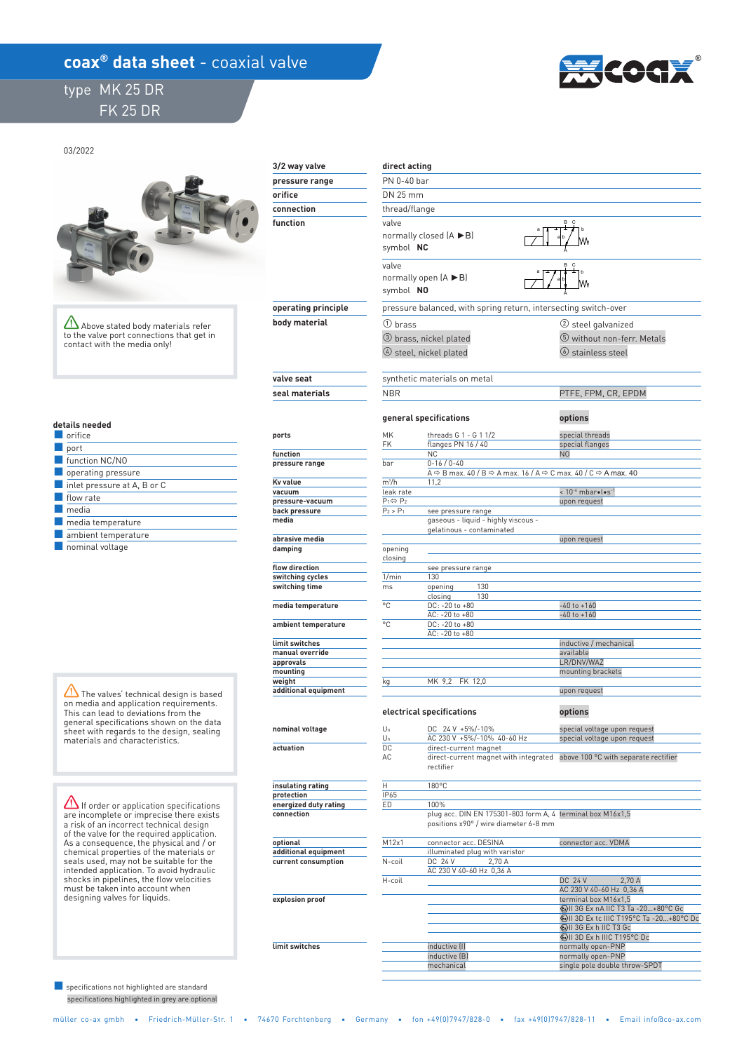# coax® data sheet - coaxial valve

## type MK 25 DR
## FK 25 DR

03/2022

⚠ Above stated body materials refer to the valve port connections that get in contact with the media only!

| 3/2 way valve | direct acting | |
|---|---|---|
| pressure range | PN 0-40 bar | |
| orifice | DN 25 mm | |
| connection | thread/flange | |
| function | valve normally closed (A ▶B) symbol **NC** | |
| | valve normally open (A ▶B) symbol **NO** | |
| operating principle | pressure balanced, with spring return, intersecting switch-over | |
| body material | ① brass | ② steel galvanized |
| | ③ brass, nickel plated | ⑤ without non-ferr. Metals |
| | ④ steel, nickel plated | ⑥ stainless steel |
| valve seat | synthetic materials on metal | |
| seal materials | NBR | PTFE, FPM, CR, EPDM |

### details needed

- orifice
- port
- function NC/NO
- operating pressure
- inlet pressure at A, B or C
- flow rate
- media
- media temperature
- ambient temperature
- nominal voltage

### general specifications

| | | general specifications | options |
|---|---|---|---|
| ports | MK | threads G 1 - G 1 1/2 | special threads |
| | FK | flanges PN 16 / 40 | special flanges |
| function | | NC | NO |
| pressure range | bar | 0-16 / 0-40 | |
| | | A ⇨ B max. 40 / B ⇨ A max. 16 / A ⇨ C max. 40 / C ⇨ A max. 40 | |
| Kv value | $m^3/h$ | 11,2 | |
| vacuum | leak rate | | < $10^{-6}$ mbar•l•s$^{-1}$ |
| pressure-vacuum | $P_1 ⇨ P_2$ | | upon request |
| back pressure | $P_2 > P_1$ | see pressure range | |
| media | | gaseous - liquid - highly viscous - gelatinous - contaminated | |
| abrasive media | | | upon request |
| damping | opening | | |
| | closing | | |
| flow direction | | see pressure range | |
| switching cycles | 1/min | 130 | |
| switching time | ms | opening 130 | |
| | | closing 130 | |
| media temperature | °C | DC: -20 to +80 | -40 to +160 |
| | | AC: -20 to +80 | -40 to +160 |
| ambient temperature | °C | DC: -20 to +80 | |
| | | AC: -20 to +80 | |
| limit switches | | | inductive / mechanical |
| manual override | | | available |
| approvals | | | LR/DNV/WAZ |
| mounting | | | mounting brackets |
| weight | kg | MK 9,2 FK 12,0 | |
| additional equipment | | | upon request |

### electrical specifications

| | | electrical specifications | options |
|---|---|---|---|
| nominal voltage | $U_n$ | DC 24 V +5%/-10% | special voltage upon request |
| | $U_n$ | AC 230 V +5%/-10% 40-60 Hz | special voltage upon request |
| actuation | DC | direct-current magnet | |
| | AC | direct-current magnet with integrated rectifier | above 100 °C with separate rectifier |
| insulating rating | H | 180°C | |
| protection | IP65 | | |
| energized duty rating | ED | 100% | |
| connection | | plug acc. DIN EN 175301-803 form A, 4 positions x90° / wire diameter 6-8 mm | terminal box M16x1,5 |
| optional | M12x1 | connector acc. DESINA | connector acc. VDMA |
| additional equipment | | illuminated plug with varistor | |
| current consumption | N-coil | DC 24 V 2,70 A | |
| | | AC 230 V 40-60 Hz 0,36 A | |
| | H-coil | | DC 24 V 2,70 A |
| | | | AC 230 V 40-60 Hz 0,36 A |
| explosion proof | | | terminal box M16x1,5 |
| | | | Ex II 3G Ex nA IIC T3 Ta -20...+80°C Gc |
| | | | Ex II 3D Ex tc IIIC T195°C Ta -20...+80°C Dc |
| | | | Ex II 3G Ex h IIC T3 Gc |
| | | | Ex II 3D Ex h IIIC T195°C Dc |
| limit switches | | inductive (I) | normally open-PNP |
| | | inductive (B) | normally open-PNP |
| | | mechanical | single pole double throw-SPDT |

⚠ The valves' technical design is based on media and application requirements. This can lead to deviations from the general specifications shown on the data sheet with regards to the design, sealing materials and characteristics.

⚠ If order or application specifications are incomplete or imprecise there exists a risk of an incorrect technical design of the valve for the required application. As a consequence, the physical and / or chemical properties of the materials or seals used, may not be suitable for the intended application. To avoid hydraulic shocks in pipelines, the flow velocities must be taken into account when designing valves for liquids.

specifications not highlighted are standard
specifications highlighted in grey are optional

müller co-ax gmbh • Friedrich-Müller-Str. 1 • 74670 Forchtenberg • Germany • fon +49(0)7947/828-0 • fax +49(0)7947/828-11 • Email info@co-ax.com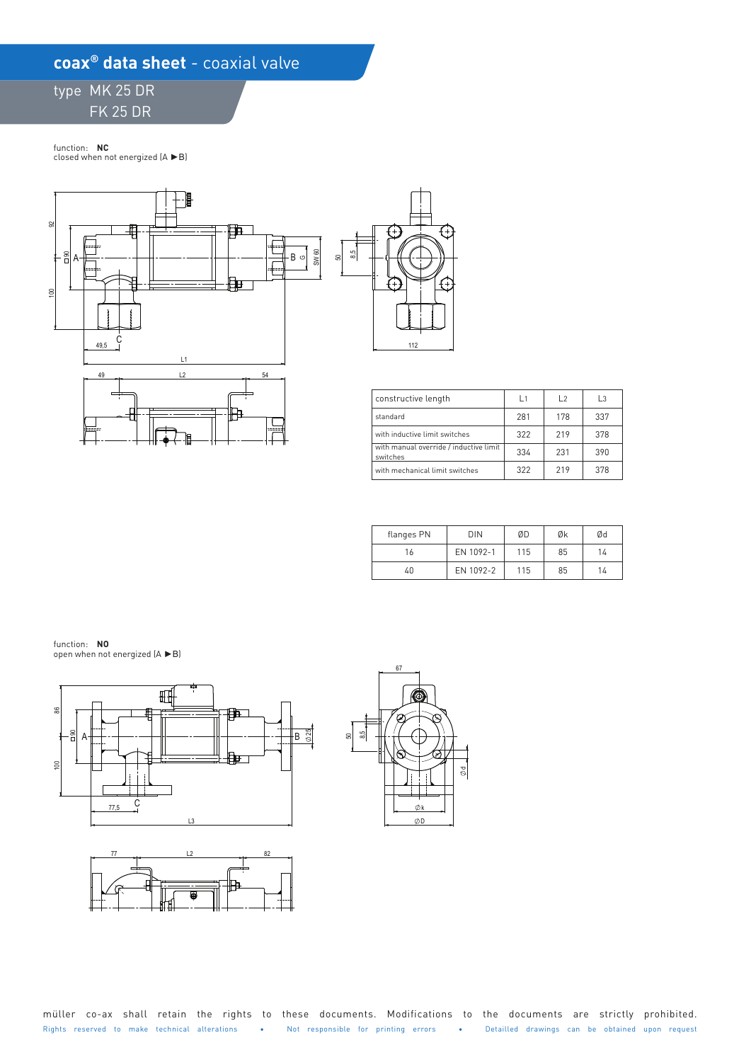# coax® data sheet - coaxial valve

## type MK 25 DR
## FK 25 DR

function: **NC**
closed when not energized (A ►B)

92
□ 90
100
A
B
G
SW 60
C
49,5
L1
50
8,5
112
49
L2
54

| constructive length | L1 | L2 | L3 |
|---|---|---|---|
| standard | 281 | 178 | 337 |
| with inductive limit switches | 322 | 219 | 378 |
| with manual override / inductive limit switches | 334 | 231 | 390 |
| with mechanical limit switches | 322 | 219 | 378 |

| flanges PN | DIN | ØD | Øk | Ød |
|---|---|---|---|---|
| 16 | EN 1092-1 | 115 | 85 | 14 |
| 40 | EN 1092-2 | 115 | 85 | 14 |

function: **NO**
open when not energized (A ►B)

86
□ 90
100
A
B
Ø 25
C
77,5
L3
67
50
8,5
Ø d
Ø k
Ø D
77
L2
82

müller co-ax shall retain the rights to these documents. Modifications to the documents are strictly prohibited.
Rights reserved to make technical alterations • Not responsible for printing errors • Detailled drawings can be obtained upon request